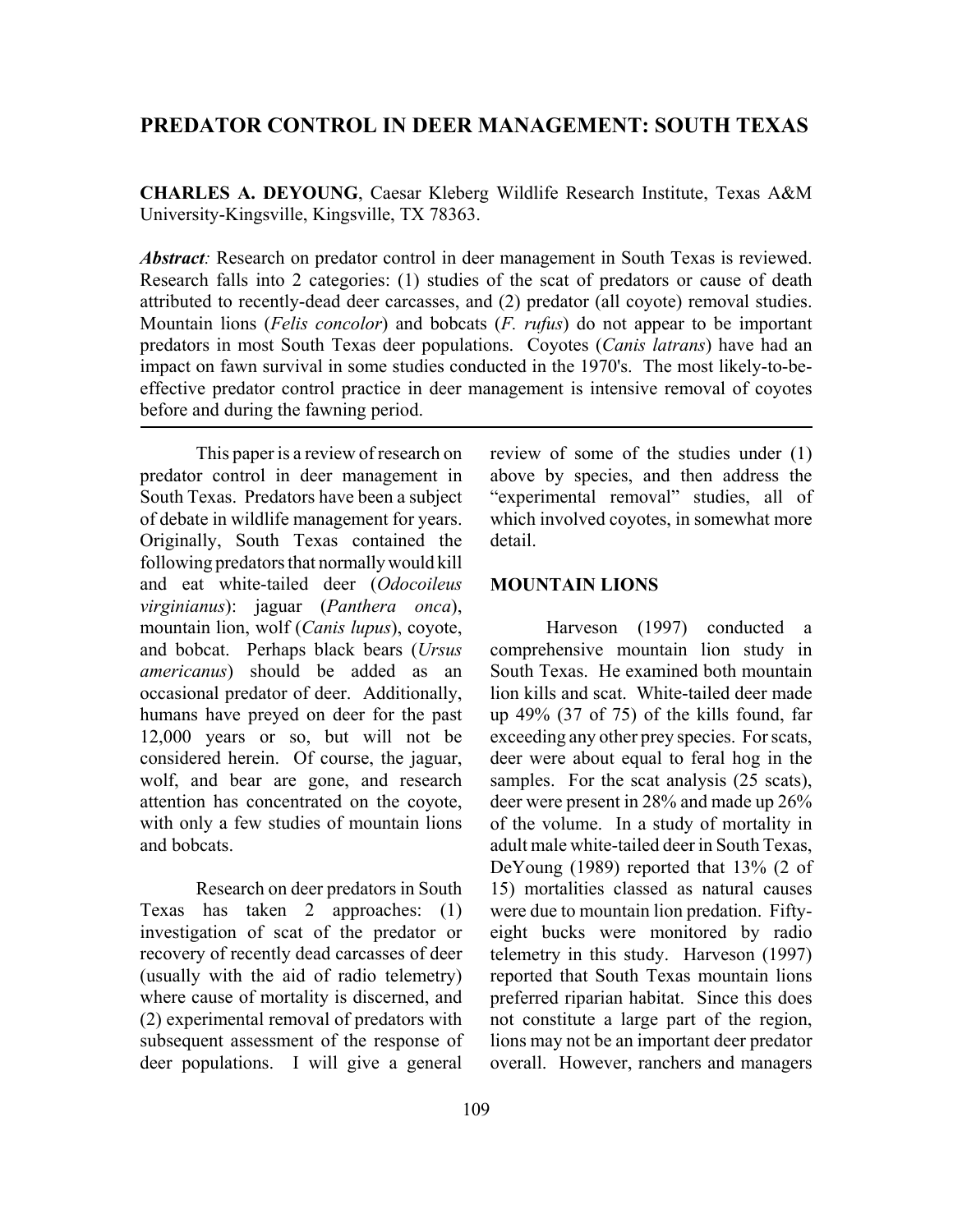# PREDATOR CONTROL IN DEER MANAGEMENT: SOUTH TEXAS

**CHARLES A. DEYOUNG**, Caesar Kleberg Wildlife Research Institute, Texas A&M University-Kingsville, Kingsville, TX 78363.

***Abstract:*** Research on predator control in deer management in South Texas is reviewed. Research falls into 2 categories: (1) studies of the scat of predators or cause of death attributed to recently-dead deer carcasses, and (2) predator (all coyote) removal studies. Mountain lions (*Felis concolor*) and bobcats (*F. rufus*) do not appear to be important predators in most South Texas deer populations. Coyotes (*Canis latrans*) have had an impact on fawn survival in some studies conducted in the 1970's. The most likely-to-be-effective predator control practice in deer management is intensive removal of coyotes before and during the fawning period.

---

This paper is a review of research on predator control in deer management in South Texas. Predators have been a subject of debate in wildlife management for years. Originally, South Texas contained the following predators that normally would kill and eat white-tailed deer (*Odocoileus virginianus*): jaguar (*Panthera onca*), mountain lion, wolf (*Canis lupus*), coyote, and bobcat. Perhaps black bears (*Ursus americanus*) should be added as an occasional predator of deer. Additionally, humans have preyed on deer for the past 12,000 years or so, but will not be considered herein. Of course, the jaguar, wolf, and bear are gone, and research attention has concentrated on the coyote, with only a few studies of mountain lions and bobcats.

Research on deer predators in South Texas has taken 2 approaches: (1) investigation of scat of the predator or recovery of recently dead carcasses of deer (usually with the aid of radio telemetry) where cause of mortality is discerned, and (2) experimental removal of predators with subsequent assessment of the response of deer populations. I will give a general review of some of the studies under (1) above by species, and then address the "experimental removal" studies, all of which involved coyotes, in somewhat more detail.

## MOUNTAIN LIONS

Harveson (1997) conducted a comprehensive mountain lion study in South Texas. He examined both mountain lion kills and scat. White-tailed deer made up 49% (37 of 75) of the kills found, far exceeding any other prey species. For scats, deer were about equal to feral hog in the samples. For the scat analysis (25 scats), deer were present in 28% and made up 26% of the volume. In a study of mortality in adult male white-tailed deer in South Texas, DeYoung (1989) reported that 13% (2 of 15) mortalities classed as natural causes were due to mountain lion predation. Fifty-eight bucks were monitored by radio telemetry in this study. Harveson (1997) reported that South Texas mountain lions preferred riparian habitat. Since this does not constitute a large part of the region, lions may not be an important deer predator overall. However, ranchers and managers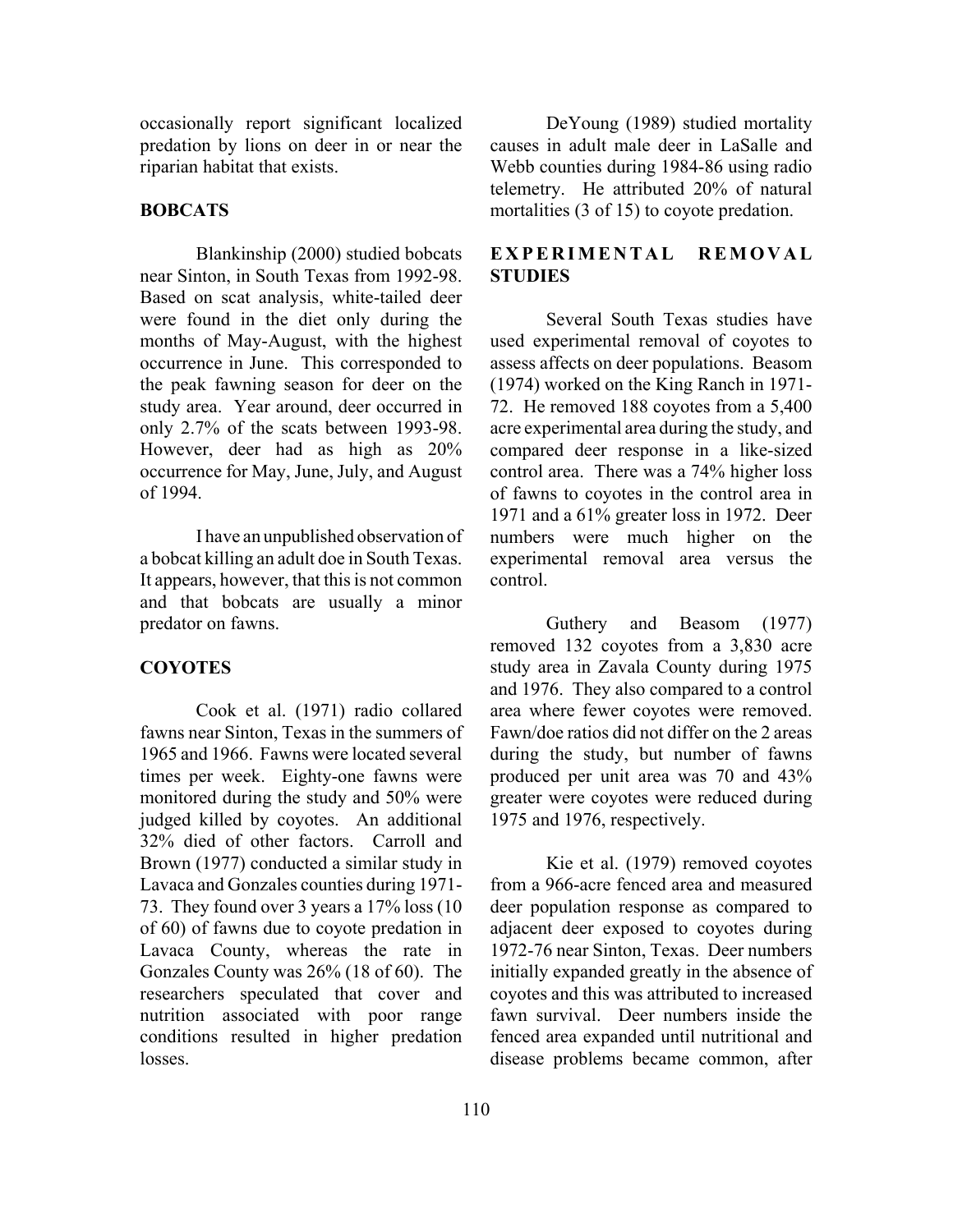occasionally report significant localized predation by lions on deer in or near the riparian habitat that exists.

## BOBCATS

Blankinship (2000) studied bobcats near Sinton, in South Texas from 1992-98. Based on scat analysis, white-tailed deer were found in the diet only during the months of May-August, with the highest occurrence in June. This corresponded to the peak fawning season for deer on the study area. Year around, deer occurred in only 2.7% of the scats between 1993-98. However, deer had as high as 20% occurrence for May, June, July, and August of 1994.

I have an unpublished observation of a bobcat killing an adult doe in South Texas. It appears, however, that this is not common and that bobcats are usually a minor predator on fawns.

## COYOTES

Cook et al. (1971) radio collared fawns near Sinton, Texas in the summers of 1965 and 1966. Fawns were located several times per week. Eighty-one fawns were monitored during the study and 50% were judged killed by coyotes. An additional 32% died of other factors. Carroll and Brown (1977) conducted a similar study in Lavaca and Gonzales counties during 1971-73. They found over 3 years a 17% loss (10 of 60) of fawns due to coyote predation in Lavaca County, whereas the rate in Gonzales County was 26% (18 of 60). The researchers speculated that cover and nutrition associated with poor range conditions resulted in higher predation losses.

DeYoung (1989) studied mortality causes in adult male deer in LaSalle and Webb counties during 1984-86 using radio telemetry. He attributed 20% of natural mortalities (3 of 15) to coyote predation.

## EXPERIMENTAL REMOVAL STUDIES

Several South Texas studies have used experimental removal of coyotes to assess affects on deer populations. Beasom (1974) worked on the King Ranch in 1971-72. He removed 188 coyotes from a 5,400 acre experimental area during the study, and compared deer response in a like-sized control area. There was a 74% higher loss of fawns to coyotes in the control area in 1971 and a 61% greater loss in 1972. Deer numbers were much higher on the experimental removal area versus the control.

Guthery and Beasom (1977) removed 132 coyotes from a 3,830 acre study area in Zavala County during 1975 and 1976. They also compared to a control area where fewer coyotes were removed. Fawn/doe ratios did not differ on the 2 areas during the study, but number of fawns produced per unit area was 70 and 43% greater were coyotes were reduced during 1975 and 1976, respectively.

Kie et al. (1979) removed coyotes from a 966-acre fenced area and measured deer population response as compared to adjacent deer exposed to coyotes during 1972-76 near Sinton, Texas. Deer numbers initially expanded greatly in the absence of coyotes and this was attributed to increased fawn survival. Deer numbers inside the fenced area expanded until nutritional and disease problems became common, after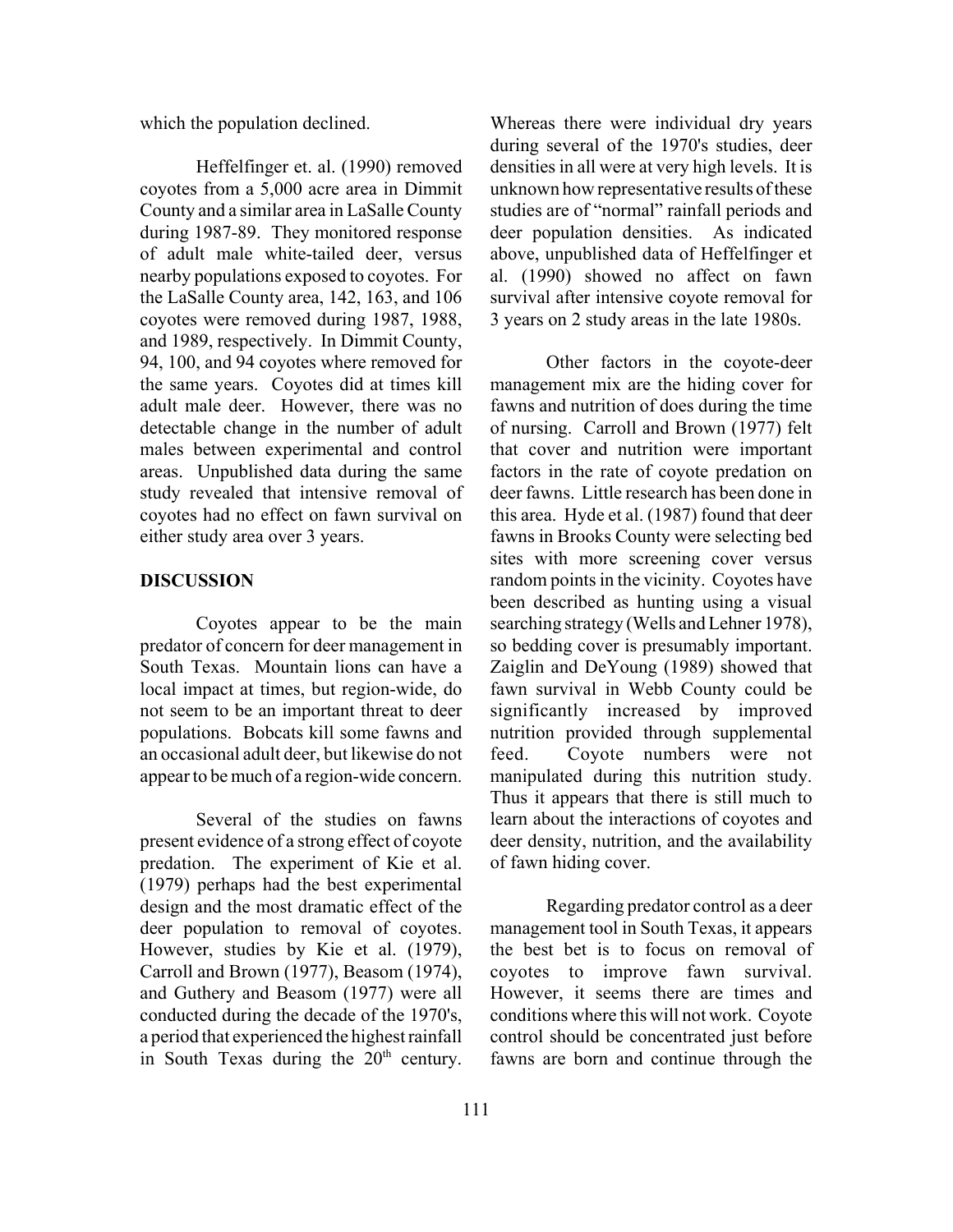which the population declined.

Heffelfinger et. al. (1990) removed coyotes from a 5,000 acre area in Dimmit County and a similar area in LaSalle County during 1987-89. They monitored response of adult male white-tailed deer, versus nearby populations exposed to coyotes. For the LaSalle County area, 142, 163, and 106 coyotes were removed during 1987, 1988, and 1989, respectively. In Dimmit County, 94, 100, and 94 coyotes where removed for the same years. Coyotes did at times kill adult male deer. However, there was no detectable change in the number of adult males between experimental and control areas. Unpublished data during the same study revealed that intensive removal of coyotes had no effect on fawn survival on either study area over 3 years.

## DISCUSSION

Coyotes appear to be the main predator of concern for deer management in South Texas. Mountain lions can have a local impact at times, but region-wide, do not seem to be an important threat to deer populations. Bobcats kill some fawns and an occasional adult deer, but likewise do not appear to be much of a region-wide concern.

Several of the studies on fawns present evidence of a strong effect of coyote predation. The experiment of Kie et al. (1979) perhaps had the best experimental design and the most dramatic effect of the deer population to removal of coyotes. However, studies by Kie et al. (1979), Carroll and Brown (1977), Beasom (1974), and Guthery and Beasom (1977) were all conducted during the decade of the 1970's, a period that experienced the highest rainfall in South Texas during the 20th century. Whereas there were individual dry years during several of the 1970's studies, deer densities in all were at very high levels. It is unknown how representative results of these studies are of "normal" rainfall periods and deer population densities. As indicated above, unpublished data of Heffelfinger et al. (1990) showed no affect on fawn survival after intensive coyote removal for 3 years on 2 study areas in the late 1980s.

Other factors in the coyote-deer management mix are the hiding cover for fawns and nutrition of does during the time of nursing. Carroll and Brown (1977) felt that cover and nutrition were important factors in the rate of coyote predation on deer fawns. Little research has been done in this area. Hyde et al. (1987) found that deer fawns in Brooks County were selecting bed sites with more screening cover versus random points in the vicinity. Coyotes have been described as hunting using a visual searching strategy (Wells and Lehner 1978), so bedding cover is presumably important. Zaiglin and DeYoung (1989) showed that fawn survival in Webb County could be significantly increased by improved nutrition provided through supplemental feed. Coyote numbers were not manipulated during this nutrition study. Thus it appears that there is still much to learn about the interactions of coyotes and deer density, nutrition, and the availability of fawn hiding cover.

Regarding predator control as a deer management tool in South Texas, it appears the best bet is to focus on removal of coyotes to improve fawn survival. However, it seems there are times and conditions where this will not work. Coyote control should be concentrated just before fawns are born and continue through the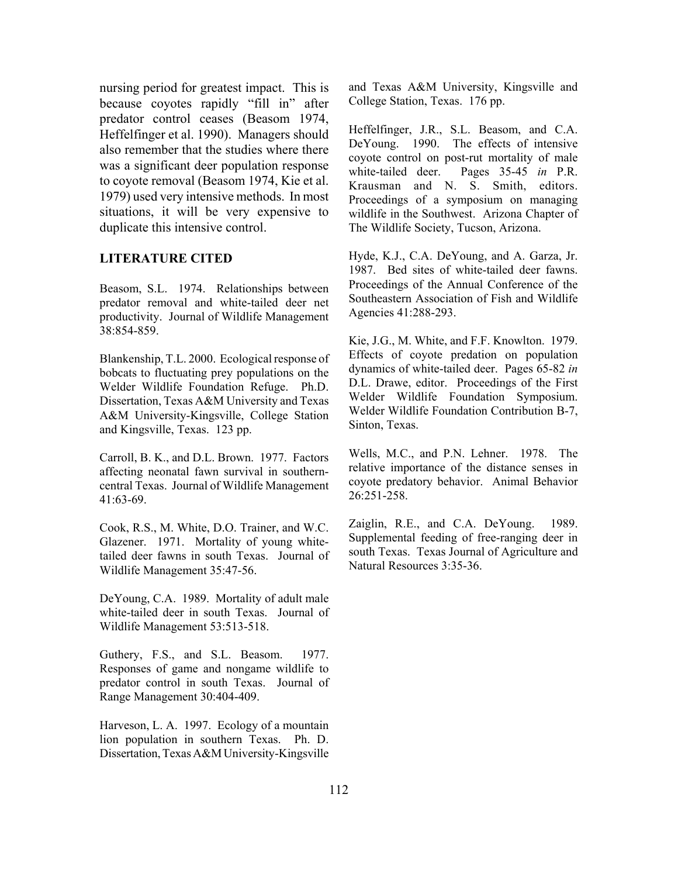nursing period for greatest impact. This is because coyotes rapidly "fill in" after predator control ceases (Beasom 1974, Heffelfinger et al. 1990). Managers should also remember that the studies where there was a significant deer population response to coyote removal (Beasom 1974, Kie et al. 1979) used very intensive methods. In most situations, it will be very expensive to duplicate this intensive control.

## LITERATURE CITED

Beasom, S.L. 1974. Relationships between predator removal and white-tailed deer net productivity. Journal of Wildlife Management 38:854-859.

Blankenship, T.L. 2000. Ecological response of bobcats to fluctuating prey populations on the Welder Wildlife Foundation Refuge. Ph.D. Dissertation, Texas A&M University and Texas A&M University-Kingsville, College Station and Kingsville, Texas. 123 pp.

Carroll, B. K., and D.L. Brown. 1977. Factors affecting neonatal fawn survival in southern-central Texas. Journal of Wildlife Management 41:63-69.

Cook, R.S., M. White, D.O. Trainer, and W.C. Glazener. 1971. Mortality of young white-tailed deer fawns in south Texas. Journal of Wildlife Management 35:47-56.

DeYoung, C.A. 1989. Mortality of adult male white-tailed deer in south Texas. Journal of Wildlife Management 53:513-518.

Guthery, F.S., and S.L. Beasom. 1977. Responses of game and nongame wildlife to predator control in south Texas. Journal of Range Management 30:404-409.

Harveson, L. A. 1997. Ecology of a mountain lion population in southern Texas. Ph. D. Dissertation, Texas A&M University-Kingsville and Texas A&M University, Kingsville and College Station, Texas. 176 pp.

Heffelfinger, J.R., S.L. Beasom, and C.A. DeYoung. 1990. The effects of intensive coyote control on post-rut mortality of male white-tailed deer. Pages 35-45 *in* P.R. Krausman and N. S. Smith, editors. Proceedings of a symposium on managing wildlife in the Southwest. Arizona Chapter of The Wildlife Society, Tucson, Arizona.

Hyde, K.J., C.A. DeYoung, and A. Garza, Jr. 1987. Bed sites of white-tailed deer fawns. Proceedings of the Annual Conference of the Southeastern Association of Fish and Wildlife Agencies 41:288-293.

Kie, J.G., M. White, and F.F. Knowlton. 1979. Effects of coyote predation on population dynamics of white-tailed deer. Pages 65-82 *in* D.L. Drawe, editor. Proceedings of the First Welder Wildlife Foundation Symposium. Welder Wildlife Foundation Contribution B-7, Sinton, Texas.

Wells, M.C., and P.N. Lehner. 1978. The relative importance of the distance senses in coyote predatory behavior. Animal Behavior 26:251-258.

Zaiglin, R.E., and C.A. DeYoung. 1989. Supplemental feeding of free-ranging deer in south Texas. Texas Journal of Agriculture and Natural Resources 3:35-36.